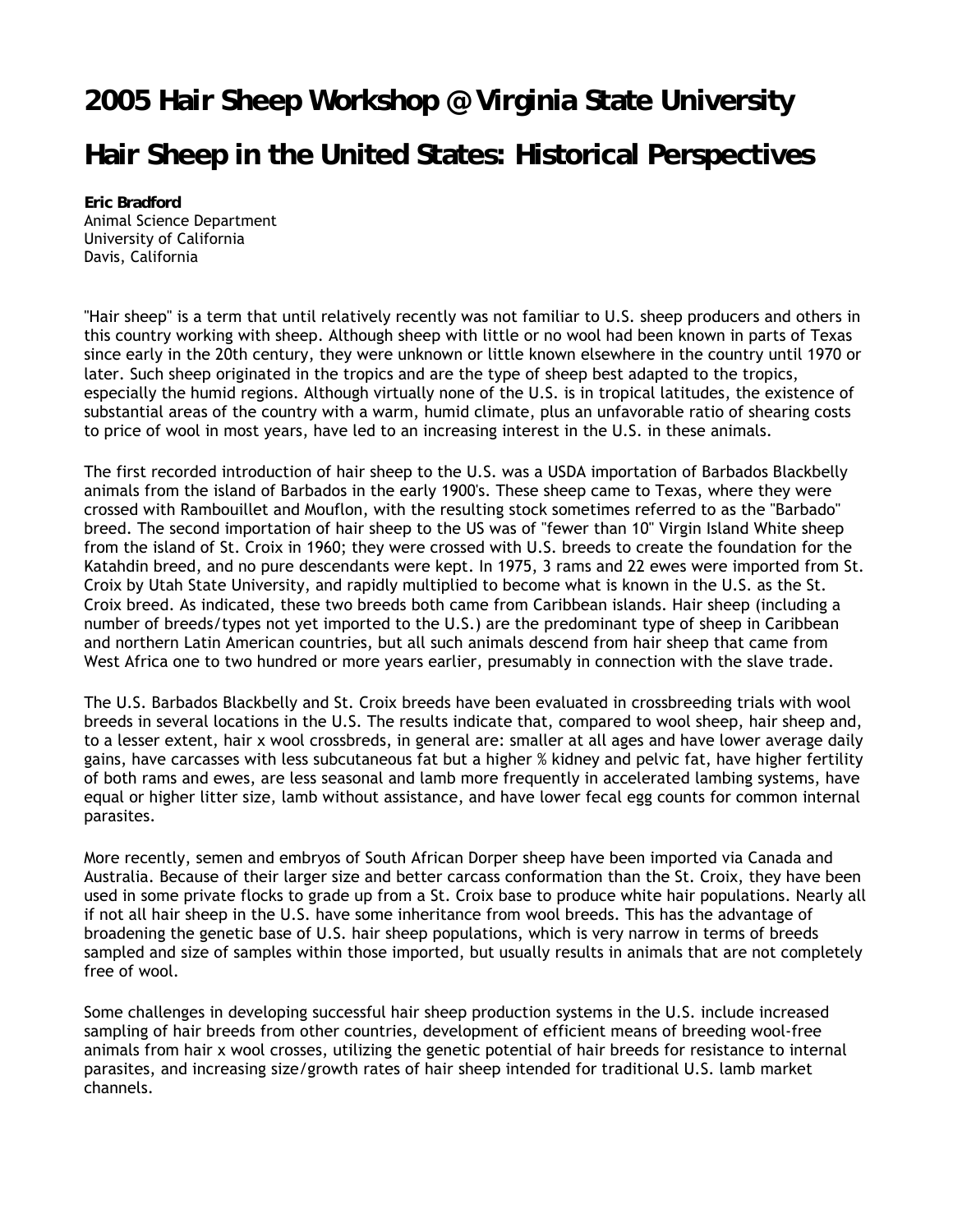# 2005 Hair Sheep Workshop @ Virginia State University

# Hair Sheep in the United States: Historical Perspectives

**Eric Bradford**
Animal Science Department
University of California
Davis, California

"Hair sheep" is a term that until relatively recently was not familiar to U.S. sheep producers and others in this country working with sheep. Although sheep with little or no wool had been known in parts of Texas since early in the 20th century, they were unknown or little known elsewhere in the country until 1970 or later. Such sheep originated in the tropics and are the type of sheep best adapted to the tropics, especially the humid regions. Although virtually none of the U.S. is in tropical latitudes, the existence of substantial areas of the country with a warm, humid climate, plus an unfavorable ratio of shearing costs to price of wool in most years, have led to an increasing interest in the U.S. in these animals.

The first recorded introduction of hair sheep to the U.S. was a USDA importation of Barbados Blackbelly animals from the island of Barbados in the early 1900's. These sheep came to Texas, where they were crossed with Rambouillet and Mouflon, with the resulting stock sometimes referred to as the "Barbado" breed. The second importation of hair sheep to the US was of "fewer than 10" Virgin Island White sheep from the island of St. Croix in 1960; they were crossed with U.S. breeds to create the foundation for the Katahdin breed, and no pure descendants were kept. In 1975, 3 rams and 22 ewes were imported from St. Croix by Utah State University, and rapidly multiplied to become what is known in the U.S. as the St. Croix breed. As indicated, these two breeds both came from Caribbean islands. Hair sheep (including a number of breeds/types not yet imported to the U.S.) are the predominant type of sheep in Caribbean and northern Latin American countries, but all such animals descend from hair sheep that came from West Africa one to two hundred or more years earlier, presumably in connection with the slave trade.

The U.S. Barbados Blackbelly and St. Croix breeds have been evaluated in crossbreeding trials with wool breeds in several locations in the U.S. The results indicate that, compared to wool sheep, hair sheep and, to a lesser extent, hair x wool crossbreds, in general are: smaller at all ages and have lower average daily gains, have carcasses with less subcutaneous fat but a higher % kidney and pelvic fat, have higher fertility of both rams and ewes, are less seasonal and lamb more frequently in accelerated lambing systems, have equal or higher litter size, lamb without assistance, and have lower fecal egg counts for common internal parasites.

More recently, semen and embryos of South African Dorper sheep have been imported via Canada and Australia. Because of their larger size and better carcass conformation than the St. Croix, they have been used in some private flocks to grade up from a St. Croix base to produce white hair populations. Nearly all if not all hair sheep in the U.S. have some inheritance from wool breeds. This has the advantage of broadening the genetic base of U.S. hair sheep populations, which is very narrow in terms of breeds sampled and size of samples within those imported, but usually results in animals that are not completely free of wool.

Some challenges in developing successful hair sheep production systems in the U.S. include increased sampling of hair breeds from other countries, development of efficient means of breeding wool-free animals from hair x wool crosses, utilizing the genetic potential of hair breeds for resistance to internal parasites, and increasing size/growth rates of hair sheep intended for traditional U.S. lamb market channels.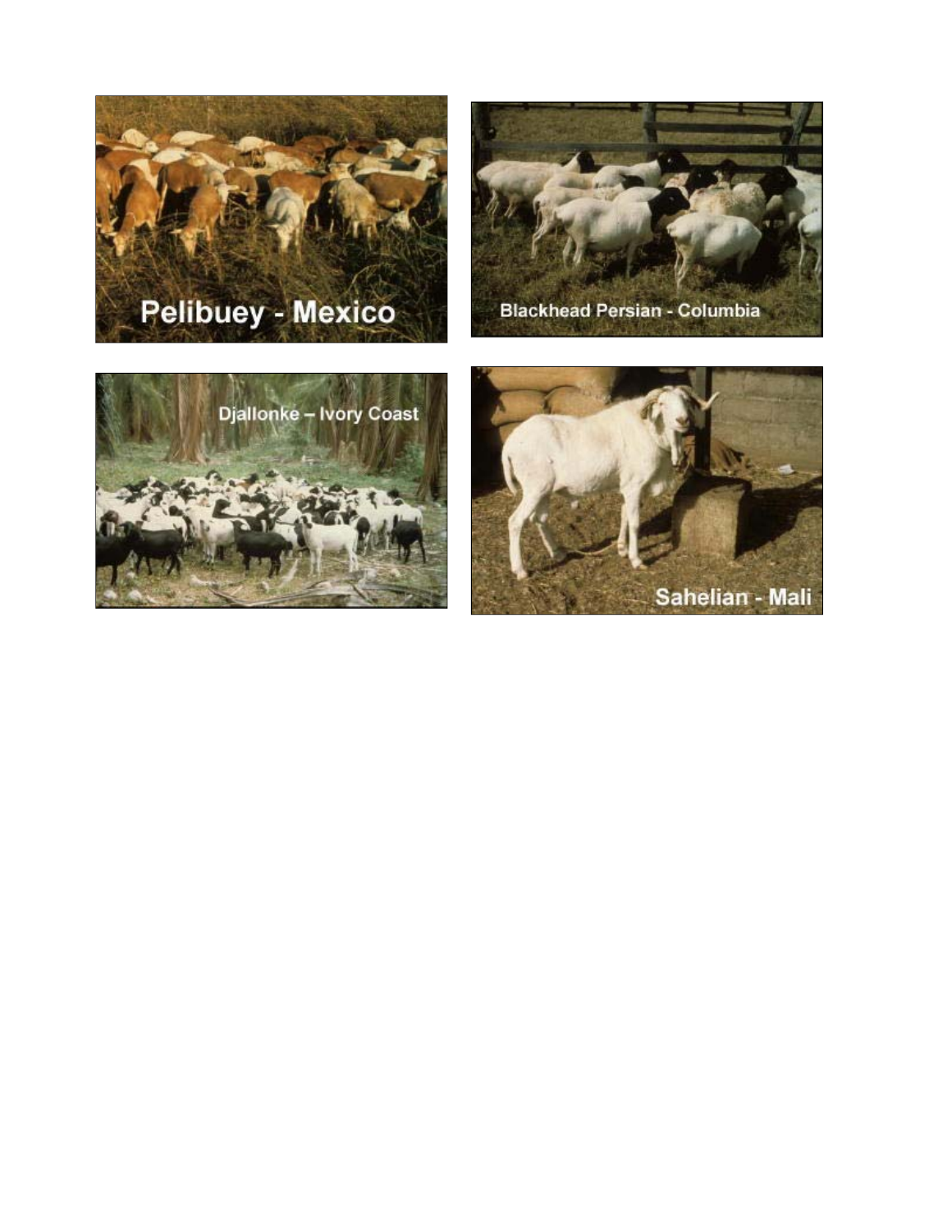Pelibuey - Mexico

Blackhead Persian - Columbia

Djallonke – Ivory Coast

Sahelian - Mali